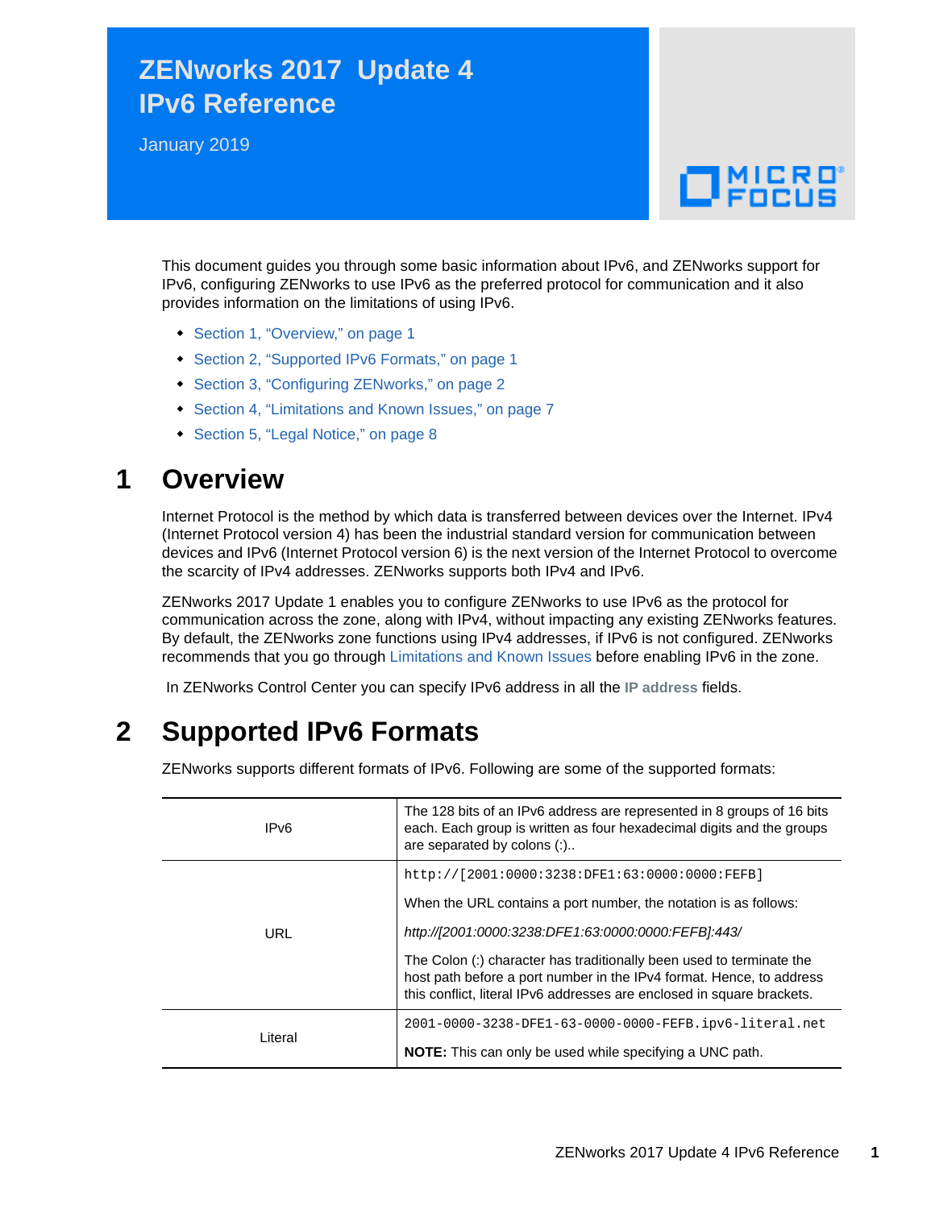# ZENworks 2017 Update 4 IPv6 Reference

January 2019

This document guides you through some basic information about IPv6, and ZENworks support for IPv6, configuring ZENworks to use IPv6 as the preferred protocol for communication and it also provides information on the limitations of using IPv6.

- Section 1, "Overview," on page 1
- Section 2, "Supported IPv6 Formats," on page 1
- Section 3, "Configuring ZENworks," on page 2
- Section 4, "Limitations and Known Issues," on page 7
- Section 5, "Legal Notice," on page 8

## 1 Overview

Internet Protocol is the method by which data is transferred between devices over the Internet. IPv4 (Internet Protocol version 4) has been the industrial standard version for communication between devices and IPv6 (Internet Protocol version 6) is the next version of the Internet Protocol to overcome the scarcity of IPv4 addresses. ZENworks supports both IPv4 and IPv6.

ZENworks 2017 Update 1 enables you to configure ZENworks to use IPv6 as the protocol for communication across the zone, along with IPv4, without impacting any existing ZENworks features. By default, the ZENworks zone functions using IPv4 addresses, if IPv6 is not configured. ZENworks recommends that you go through Limitations and Known Issues before enabling IPv6 in the zone.

In ZENworks Control Center you can specify IPv6 address in all the **IP address** fields.

## 2 Supported IPv6 Formats

ZENworks supports different formats of IPv6. Following are some of the supported formats:

| | |
|---|---|
| IPv6 | The 128 bits of an IPv6 address are represented in 8 groups of 16 bits each. Each group is written as four hexadecimal digits and the groups are separated by colons (:).. |
| URL | `http://[2001:0000:3238:DFE1:63:0000:0000:FEFB]`<br><br>When the URL contains a port number, the notation is as follows:<br><br>*http://[2001:0000:3238:DFE1:63:0000:0000:FEFB]:443/*<br><br>The Colon (:) character has traditionally been used to terminate the host path before a port number in the IPv4 format. Hence, to address this conflict, literal IPv6 addresses are enclosed in square brackets. |
| Literal | `2001-0000-3238-DFE1-63-0000-0000-FEFB.ipv6-literal.net`<br><br>**NOTE:** This can only be used while specifying a UNC path. |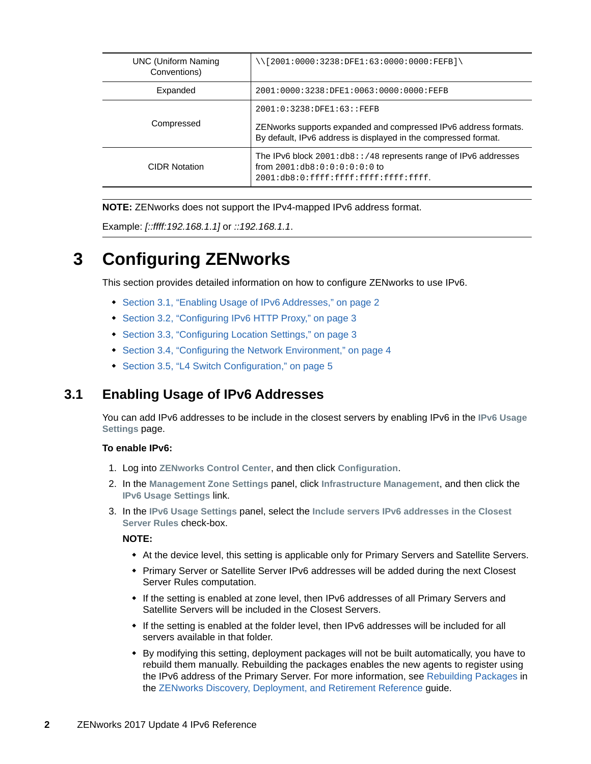| | |
|---|---|
| UNC (Uniform Naming Conventions) | `\\[2001:0000:3238:DFE1:63:0000:0000:FEFB]\` |
| Expanded | `2001:0000:3238:DFE1:0063:0000:0000:FEFB` |
| Compressed | `2001:0:3238:DFE1:63::FEFB`<br><br>ZENworks supports expanded and compressed IPv6 address formats. By default, IPv6 address is displayed in the compressed format. |
| CIDR Notation | The IPv6 block `2001:db8::/48` represents range of IPv6 addresses from `2001:db8:0:0:0:0:0:0` to `2001:db8:0:ffff:ffff:ffff:ffff:ffff`. |

**NOTE:** ZENworks does not support the IPv4-mapped IPv6 address format.

Example: *[::ffff:192.168.1.1]* or *::192.168.1.1*.

# 3 Configuring ZENworks

This section provides detailed information on how to configure ZENworks to use IPv6.

- Section 3.1, "Enabling Usage of IPv6 Addresses," on page 2
- Section 3.2, "Configuring IPv6 HTTP Proxy," on page 3
- Section 3.3, "Configuring Location Settings," on page 3
- Section 3.4, "Configuring the Network Environment," on page 4
- Section 3.5, "L4 Switch Configuration," on page 5

## 3.1 Enabling Usage of IPv6 Addresses

You can add IPv6 addresses to be include in the closest servers by enabling IPv6 in the **IPv6 Usage Settings** page.

**To enable IPv6:**

1. Log into **ZENworks Control Center**, and then click **Configuration**.
2. In the **Management Zone Settings** panel, click **Infrastructure Management**, and then click the **IPv6 Usage Settings** link.
3. In the **IPv6 Usage Settings** panel, select the **Include servers IPv6 addresses in the Closest Server Rules** check-box.

   **NOTE:**

   - At the device level, this setting is applicable only for Primary Servers and Satellite Servers.
   - Primary Server or Satellite Server IPv6 addresses will be added during the next Closest Server Rules computation.
   - If the setting is enabled at zone level, then IPv6 addresses of all Primary Servers and Satellite Servers will be included in the Closest Servers.
   - If the setting is enabled at the folder level, then IPv6 addresses will be included for all servers available in that folder.
   - By modifying this setting, deployment packages will not be built automatically, you have to rebuild them manually. Rebuilding the packages enables the new agents to register using the IPv6 address of the Primary Server. For more information, see Rebuilding Packages in the ZENworks Discovery, Deployment, and Retirement Reference guide.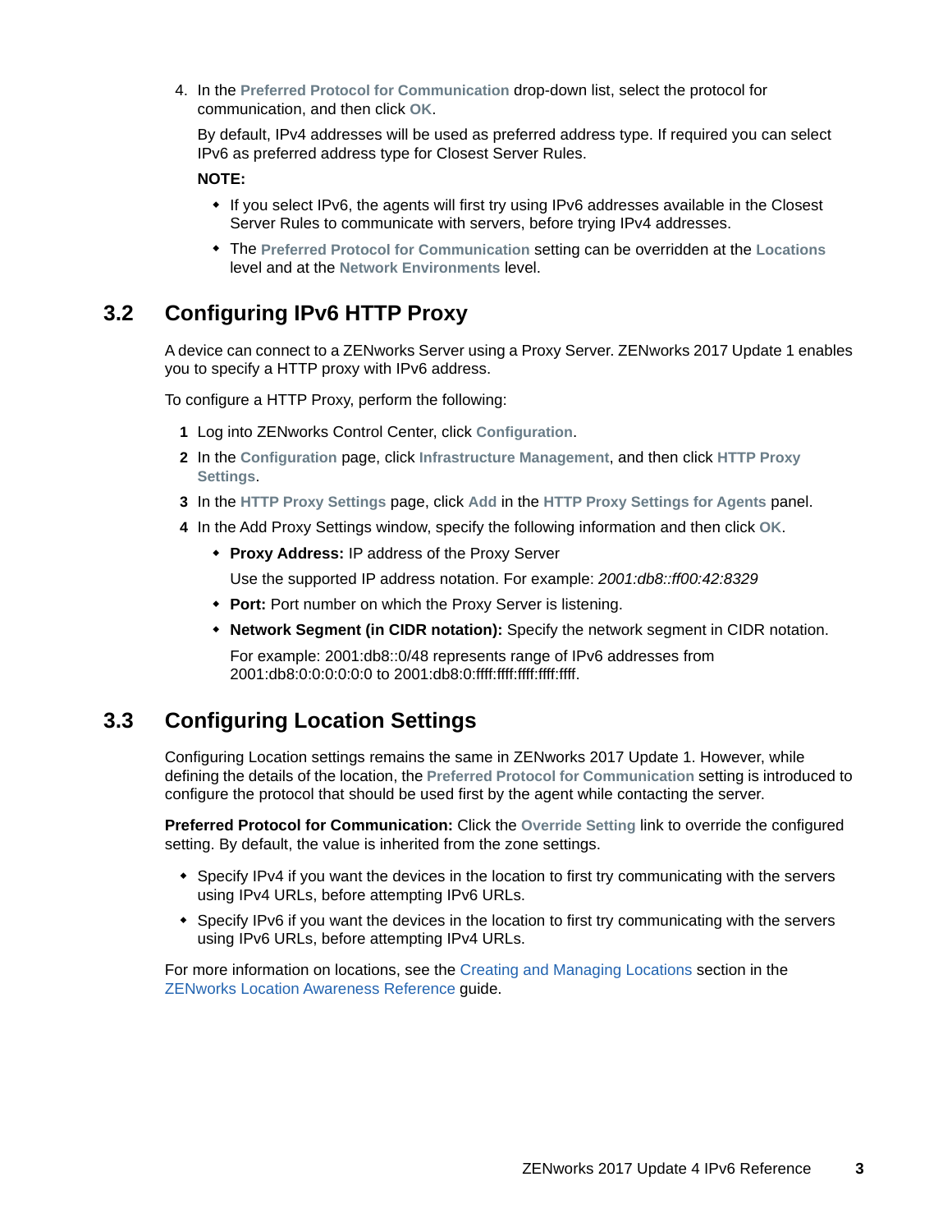4. In the **Preferred Protocol for Communication** drop-down list, select the protocol for communication, and then click **OK**.

   By default, IPv4 addresses will be used as preferred address type. If required you can select IPv6 as preferred address type for Closest Server Rules.

   **NOTE:**

   - If you select IPv6, the agents will first try using IPv6 addresses available in the Closest Server Rules to communicate with servers, before trying IPv4 addresses.
   - The **Preferred Protocol for Communication** setting can be overridden at the **Locations** level and at the **Network Environments** level.

## 3.2 Configuring IPv6 HTTP Proxy

A device can connect to a ZENworks Server using a Proxy Server. ZENworks 2017 Update 1 enables you to specify a HTTP proxy with IPv6 address.

To configure a HTTP Proxy, perform the following:

1. Log into ZENworks Control Center, click **Configuration**.
2. In the **Configuration** page, click **Infrastructure Management**, and then click **HTTP Proxy Settings**.
3. In the **HTTP Proxy Settings** page, click **Add** in the **HTTP Proxy Settings for Agents** panel.
4. In the Add Proxy Settings window, specify the following information and then click **OK**.
   - **Proxy Address:** IP address of the Proxy Server

     Use the supported IP address notation. For example: *2001:db8::ff00:42:8329*
   - **Port:** Port number on which the Proxy Server is listening.
   - **Network Segment (in CIDR notation):** Specify the network segment in CIDR notation.

     For example: 2001:db8::0/48 represents range of IPv6 addresses from 2001:db8:0:0:0:0:0:0 to 2001:db8:0:ffff:ffff:ffff:ffff:ffff.

## 3.3 Configuring Location Settings

Configuring Location settings remains the same in ZENworks 2017 Update 1. However, while defining the details of the location, the **Preferred Protocol for Communication** setting is introduced to configure the protocol that should be used first by the agent while contacting the server.

**Preferred Protocol for Communication:** Click the **Override Setting** link to override the configured setting. By default, the value is inherited from the zone settings.

- Specify IPv4 if you want the devices in the location to first try communicating with the servers using IPv4 URLs, before attempting IPv6 URLs.
- Specify IPv6 if you want the devices in the location to first try communicating with the servers using IPv6 URLs, before attempting IPv4 URLs.

For more information on locations, see the Creating and Managing Locations section in the ZENworks Location Awareness Reference guide.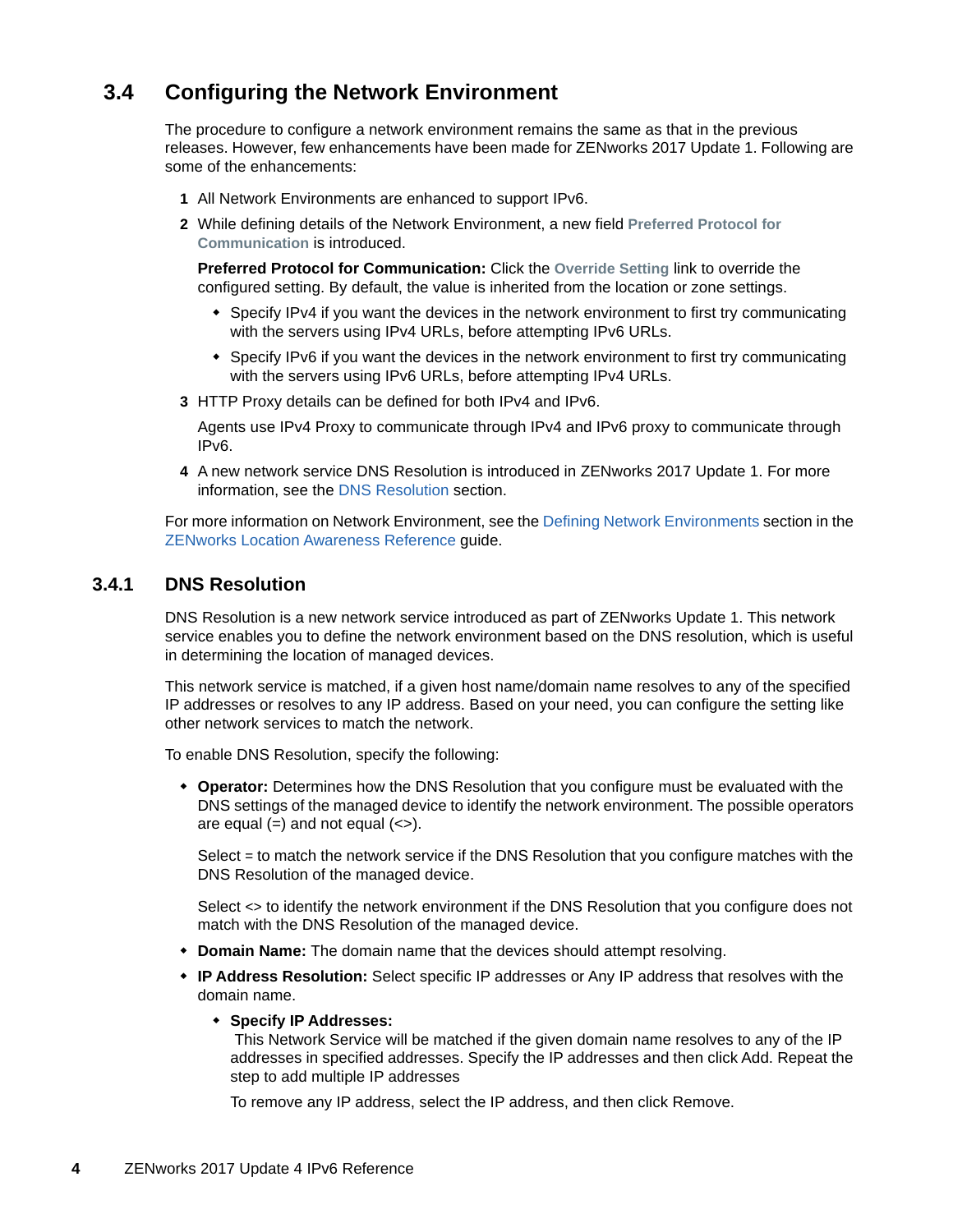## 3.4 Configuring the Network Environment

The procedure to configure a network environment remains the same as that in the previous releases. However, few enhancements have been made for ZENworks 2017 Update 1. Following are some of the enhancements:

1. All Network Environments are enhanced to support IPv6.
2. While defining details of the Network Environment, a new field **Preferred Protocol for Communication** is introduced.

   **Preferred Protocol for Communication:** Click the **Override Setting** link to override the configured setting. By default, the value is inherited from the location or zone settings.

   - Specify IPv4 if you want the devices in the network environment to first try communicating with the servers using IPv4 URLs, before attempting IPv6 URLs.
   - Specify IPv6 if you want the devices in the network environment to first try communicating with the servers using IPv6 URLs, before attempting IPv4 URLs.
3. HTTP Proxy details can be defined for both IPv4 and IPv6.

   Agents use IPv4 Proxy to communicate through IPv4 and IPv6 proxy to communicate through IPv6.
4. A new network service DNS Resolution is introduced in ZENworks 2017 Update 1. For more information, see the DNS Resolution section.

For more information on Network Environment, see the Defining Network Environments section in the ZENworks Location Awareness Reference guide.

### 3.4.1 DNS Resolution

DNS Resolution is a new network service introduced as part of ZENworks Update 1. This network service enables you to define the network environment based on the DNS resolution, which is useful in determining the location of managed devices.

This network service is matched, if a given host name/domain name resolves to any of the specified IP addresses or resolves to any IP address. Based on your need, you can configure the setting like other network services to match the network.

To enable DNS Resolution, specify the following:

- **Operator:** Determines how the DNS Resolution that you configure must be evaluated with the DNS settings of the managed device to identify the network environment. The possible operators are equal (=) and not equal (<>).

  Select = to match the network service if the DNS Resolution that you configure matches with the DNS Resolution of the managed device.

  Select <> to identify the network environment if the DNS Resolution that you configure does not match with the DNS Resolution of the managed device.
- **Domain Name:** The domain name that the devices should attempt resolving.
- **IP Address Resolution:** Select specific IP addresses or Any IP address that resolves with the domain name.
  - **Specify IP Addresses:**
    This Network Service will be matched if the given domain name resolves to any of the IP addresses in specified addresses. Specify the IP addresses and then click Add. Repeat the step to add multiple IP addresses

    To remove any IP address, select the IP address, and then click Remove.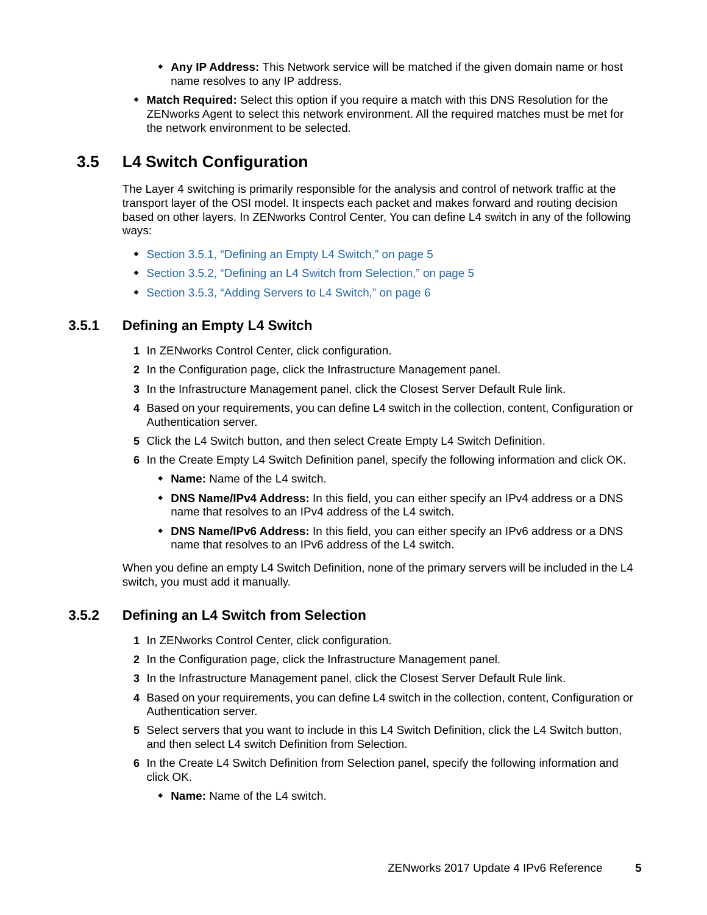- **Any IP Address:** This Network service will be matched if the given domain name or host name resolves to any IP address.

- **Match Required:** Select this option if you require a match with this DNS Resolution for the ZENworks Agent to select this network environment. All the required matches must be met for the network environment to be selected.

## 3.5 L4 Switch Configuration

The Layer 4 switching is primarily responsible for the analysis and control of network traffic at the transport layer of the OSI model. It inspects each packet and makes forward and routing decision based on other layers. In ZENworks Control Center, You can define L4 switch in any of the following ways:

- Section 3.5.1, "Defining an Empty L4 Switch," on page 5
- Section 3.5.2, "Defining an L4 Switch from Selection," on page 5
- Section 3.5.3, "Adding Servers to L4 Switch," on page 6

### 3.5.1 Defining an Empty L4 Switch

1. In ZENworks Control Center, click configuration.
2. In the Configuration page, click the Infrastructure Management panel.
3. In the Infrastructure Management panel, click the Closest Server Default Rule link.
4. Based on your requirements, you can define L4 switch in the collection, content, Configuration or Authentication server.
5. Click the L4 Switch button, and then select Create Empty L4 Switch Definition.
6. In the Create Empty L4 Switch Definition panel, specify the following information and click OK.
   - **Name:** Name of the L4 switch.
   - **DNS Name/IPv4 Address:** In this field, you can either specify an IPv4 address or a DNS name that resolves to an IPv4 address of the L4 switch.
   - **DNS Name/IPv6 Address:** In this field, you can either specify an IPv6 address or a DNS name that resolves to an IPv6 address of the L4 switch.

When you define an empty L4 Switch Definition, none of the primary servers will be included in the L4 switch, you must add it manually.

### 3.5.2 Defining an L4 Switch from Selection

1. In ZENworks Control Center, click configuration.
2. In the Configuration page, click the Infrastructure Management panel.
3. In the Infrastructure Management panel, click the Closest Server Default Rule link.
4. Based on your requirements, you can define L4 switch in the collection, content, Configuration or Authentication server.
5. Select servers that you want to include in this L4 Switch Definition, click the L4 Switch button, and then select L4 switch Definition from Selection.
6. In the Create L4 Switch Definition from Selection panel, specify the following information and click OK.
   - **Name:** Name of the L4 switch.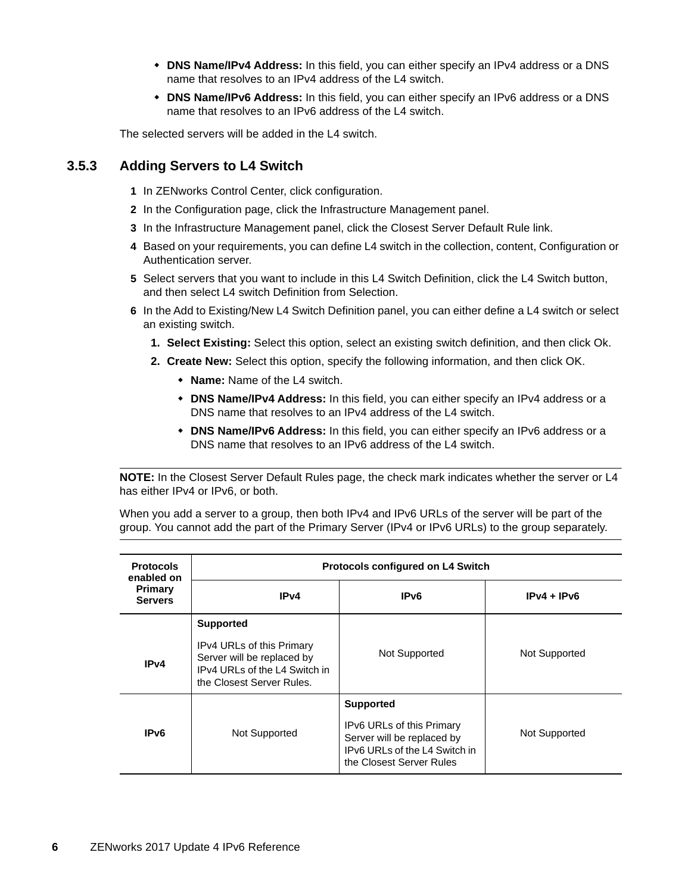- **DNS Name/IPv4 Address:** In this field, you can either specify an IPv4 address or a DNS name that resolves to an IPv4 address of the L4 switch.
- **DNS Name/IPv6 Address:** In this field, you can either specify an IPv6 address or a DNS name that resolves to an IPv6 address of the L4 switch.

The selected servers will be added in the L4 switch.

### 3.5.3 Adding Servers to L4 Switch

1. In ZENworks Control Center, click configuration.
2. In the Configuration page, click the Infrastructure Management panel.
3. In the Infrastructure Management panel, click the Closest Server Default Rule link.
4. Based on your requirements, you can define L4 switch in the collection, content, Configuration or Authentication server.
5. Select servers that you want to include in this L4 Switch Definition, click the L4 Switch button, and then select L4 switch Definition from Selection.
6. In the Add to Existing/New L4 Switch Definition panel, you can either define a L4 switch or select an existing switch.
   1. **Select Existing:** Select this option, select an existing switch definition, and then click Ok.
   2. **Create New:** Select this option, specify the following information, and then click OK.
      - **Name:** Name of the L4 switch.
      - **DNS Name/IPv4 Address:** In this field, you can either specify an IPv4 address or a DNS name that resolves to an IPv4 address of the L4 switch.
      - **DNS Name/IPv6 Address:** In this field, you can either specify an IPv6 address or a DNS name that resolves to an IPv6 address of the L4 switch.

**NOTE:** In the Closest Server Default Rules page, the check mark indicates whether the server or L4 has either IPv4 or IPv6, or both.

When you add a server to a group, then both IPv4 and IPv6 URLs of the server will be part of the group. You cannot add the part of the Primary Server (IPv4 or IPv6 URLs) to the group separately.

| Protocols enabled on Primary Servers | Protocols configured on L4 Switch | | |
|---|---|---|---|
| | **IPv4** | **IPv6** | **IPv4 + IPv6** |
| **IPv4** | **Supported**<br><br>IPv4 URLs of this Primary Server will be replaced by IPv4 URLs of the L4 Switch in the Closest Server Rules. | Not Supported | Not Supported |
| **IPv6** | Not Supported | **Supported**<br><br>IPv6 URLs of this Primary Server will be replaced by IPv6 URLs of the L4 Switch in the Closest Server Rules | Not Supported |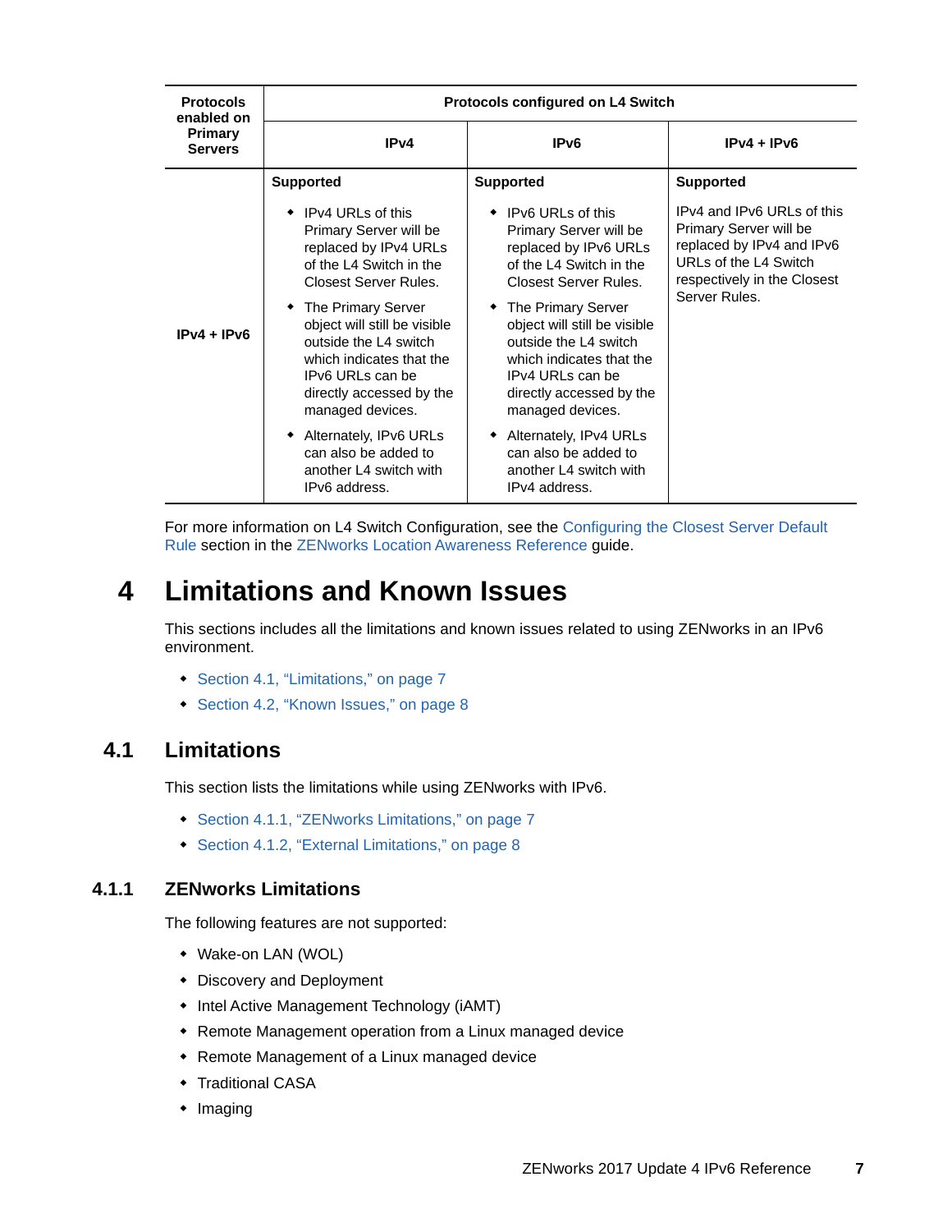| Protocols enabled on Primary Servers | Protocols configured on L4 Switch | | |
|---|---|---|---|
| | IPv4 | IPv6 | IPv4 + IPv6 |
| IPv4 + IPv6 | **Supported**<br>◆ IPv4 URLs of this Primary Server will be replaced by IPv4 URLs of the L4 Switch in the Closest Server Rules.<br>◆ The Primary Server object will still be visible outside the L4 switch which indicates that the IPv6 URLs can be directly accessed by the managed devices.<br>◆ Alternately, IPv6 URLs can also be added to another L4 switch with IPv6 address. | **Supported**<br>◆ IPv6 URLs of this Primary Server will be replaced by IPv6 URLs of the L4 Switch in the Closest Server Rules.<br>◆ The Primary Server object will still be visible outside the L4 switch which indicates that the IPv4 URLs can be directly accessed by the managed devices.<br>◆ Alternately, IPv4 URLs can also be added to another L4 switch with IPv4 address. | **Supported**<br>IPv4 and IPv6 URLs of this Primary Server will be replaced by IPv4 and IPv6 URLs of the L4 Switch respectively in the Closest Server Rules. |

For more information on L4 Switch Configuration, see the Configuring the Closest Server Default Rule section in the ZENworks Location Awareness Reference guide.

# 4 Limitations and Known Issues

This sections includes all the limitations and known issues related to using ZENworks in an IPv6 environment.

- Section 4.1, "Limitations," on page 7
- Section 4.2, "Known Issues," on page 8

## 4.1 Limitations

This section lists the limitations while using ZENworks with IPv6.

- Section 4.1.1, "ZENworks Limitations," on page 7
- Section 4.1.2, "External Limitations," on page 8

### 4.1.1 ZENworks Limitations

The following features are not supported:

- Wake-on LAN (WOL)
- Discovery and Deployment
- Intel Active Management Technology (iAMT)
- Remote Management operation from a Linux managed device
- Remote Management of a Linux managed device
- Traditional CASA
- Imaging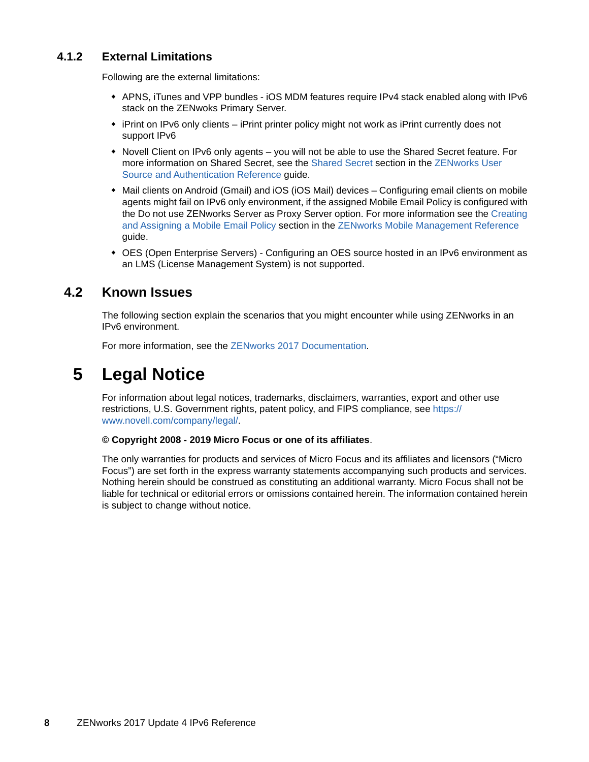### 4.1.2 External Limitations

Following are the external limitations:

- APNS, iTunes and VPP bundles - iOS MDM features require IPv4 stack enabled along with IPv6 stack on the ZENwoks Primary Server.
- iPrint on IPv6 only clients – iPrint printer policy might not work as iPrint currently does not support IPv6
- Novell Client on IPv6 only agents – you will not be able to use the Shared Secret feature. For more information on Shared Secret, see the Shared Secret section in the ZENworks User Source and Authentication Reference guide.
- Mail clients on Android (Gmail) and iOS (iOS Mail) devices – Configuring email clients on mobile agents might fail on IPv6 only environment, if the assigned Mobile Email Policy is configured with the Do not use ZENworks Server as Proxy Server option. For more information see the Creating and Assigning a Mobile Email Policy section in the ZENworks Mobile Management Reference guide.
- OES (Open Enterprise Servers) - Configuring an OES source hosted in an IPv6 environment as an LMS (License Management System) is not supported.

## 4.2 Known Issues

The following section explain the scenarios that you might encounter while using ZENworks in an IPv6 environment.

For more information, see the ZENworks 2017 Documentation.

# 5 Legal Notice

For information about legal notices, trademarks, disclaimers, warranties, export and other use restrictions, U.S. Government rights, patent policy, and FIPS compliance, see https://www.novell.com/company/legal/.

**© Copyright 2008 - 2019 Micro Focus or one of its affiliates**.

The only warranties for products and services of Micro Focus and its affiliates and licensors (“Micro Focus”) are set forth in the express warranty statements accompanying such products and services. Nothing herein should be construed as constituting an additional warranty. Micro Focus shall not be liable for technical or editorial errors or omissions contained herein. The information contained herein is subject to change without notice.